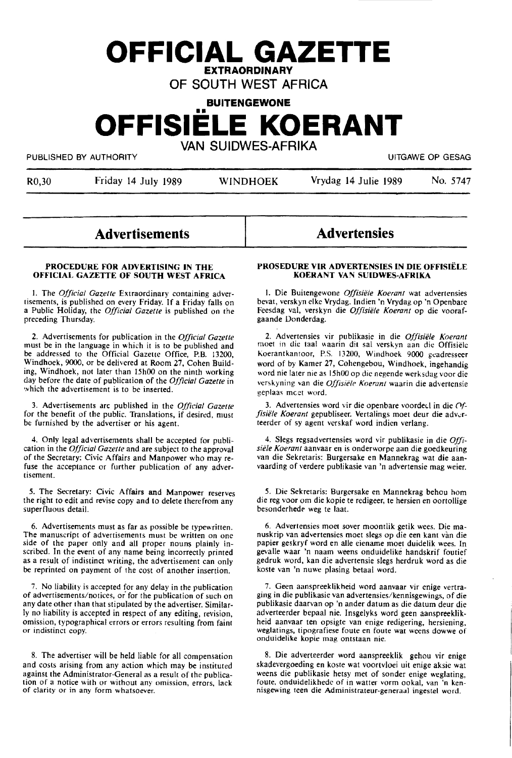# OFFICIAL GAZETTE

**EXTRAORDINARY**

**OF SOUTH WEST AFRICA**

**BUITENGEWONE**

# OFFISIËLE KOERANT

**VAN SUIDWES-AFRIKA**

PUBLISHED BY AUTHORITY — UITGAWE OP GESAG

R0,30 — Friday 14 July 1989 — WINDHOEK — Vrydag 14 Julie 1989 — No. 5747

## Advertisements

### PROCEDURE FOR ADVERTISING IN THE OFFICIAL GAZETTE OF SOUTH WEST AFRICA

1. The *Official Gazette* Extraordinary containing advertisements, is published on every Friday. If a Friday falls on a Public Holiday, the *Official Gazette* is published on the preceding Thursday.

2. Advertisements for publication in the *Official Gazette* must be in the language in which it is to be published and be addressed to the Official Gazette Office, P.B. 13200, Windhoek, 9000, or be delivered at Room 27, Cohen Building, Windhoek, not later than 15h00 on the ninth working day before the date of publication of the *Official Gazette* in which the advertisement is to be inserted.

3. Advertisements are published in the *Official Gazette* for the benefit of the public. Translations, if desired, must be furnished by the advertiser or his agent.

4. Only legal advertisements shall be accepted for publication in the *Official Gazette* and are subject to the approval of the Secretary: Civic Affairs and Manpower who may refuse the acceptance or further publication of any advertisement.

5. The Secretary: Civic Affairs and Manpower reserves the right to edit and revise copy and to delete therefrom any superfluous detail.

6. Advertisements must as far as possible be typewritten. The manuscript of advertisements must be written on one side of the paper only and all proper nouns plainly inscribed. In the event of any name being incorrectly printed as a result of indistinct writing, the advertisement can only be reprinted on payment of the cost of another insertion.

7. No liability is accepted for any delay in the publication of advertisements/notices, or for the publication of such on any date other than that stipulated by the advertiser. Similarly no liability is accepted in respect of any editing, revision, omission, typographical errors or errors resulting from faint or indistinct copy.

8. The advertiser will be held liable for all compensation and costs arising from any action which may be instituted against the Administrator-General as a result of the publication of a notice with or without any omission, errors, lack of clarity or in any form whatsoever.

## Advertensies

### PROSEDURE VIR ADVERTENSIES IN DIE OFFISIËLE KOERANT VAN SUIDWES-AFRIKA

1. Die Buitengewone *Offisiële Koerant* wat advertensies bevat, verskyn elke Vrydag. Indien 'n Vrydag op 'n Openbare Feesdag val, verskyn die *Offisiële Koerant* op die voorafgaande Donderdag.

2. Advertensies vir publikasie in die *Offisiële Koerant* moet in die taal waarin dit sal verskyn aan die Offisiële Koerantkantoor, P.S. 13200, Windhoek 9000 geadresseer word of by Kamer 27, Cohengebou, Windhoek, ingehandig word nie later nie as 15h00 op die negende werksdag voor die verskyning van die *Offisiële Koerant* waarin die advertensie geplaas moet word.

3. Advertensies word vir die openbare voordeel in die *Offisiële Koerant* gepubliseer. Vertalings moet deur die adverteerder of sy agent verskaf word indien verlang.

4. Slegs regsadvertensies word vir publikasie in die *Offisiële Koerant* aanvaar en is onderworpe aan die goedkeuring van die Sekretaris: Burgersake en Mannekrag wat die aanvaarding of verdere publikasie van 'n advertensie mag weier.

5. Die Sekretaris: Burgersake en Mannekrag behou hom die reg voor om die kopie te redigeer, te hersien en oortollige besonderhede weg te laat.

6. Advertensies moet sover moontlik getik wees. Die manuskrip van advertensies moet slegs op die een kant van die papier geskryf word en alle eiename moet duidelik wees. In gevalle waar 'n naam weens onduidelike handskrif foutief gedruk word, kan die advertensie slegs herdruk word as die koste van 'n nuwe plasing betaal word.

7. Geen aanspreeklikheid word aanvaar vir enige vertraging in die publikasie van advertensies/kennisgewings, of die publikasie daarvan op 'n ander datum as die datum deur die adverteerder bepaal nie. Insgelyks word geen aanspreeklikheid aanvaar ten opsigte van enige redigering, hersiening, weglatings, tipografiese foute en foute wat weens dowwe of onduidelike kopie mag ontstaan nie.

8. Die adverteerder word aanspreeklik gehou vir enige skadevergoeding en koste wat voortvloei uit enige aksie wat weens die publikasie hetsy met of sonder enige weglating, foute, onduidelikhede of in watter vorm ookal, van 'n kennisgewing teen die Administrateur-generaal ingestel word.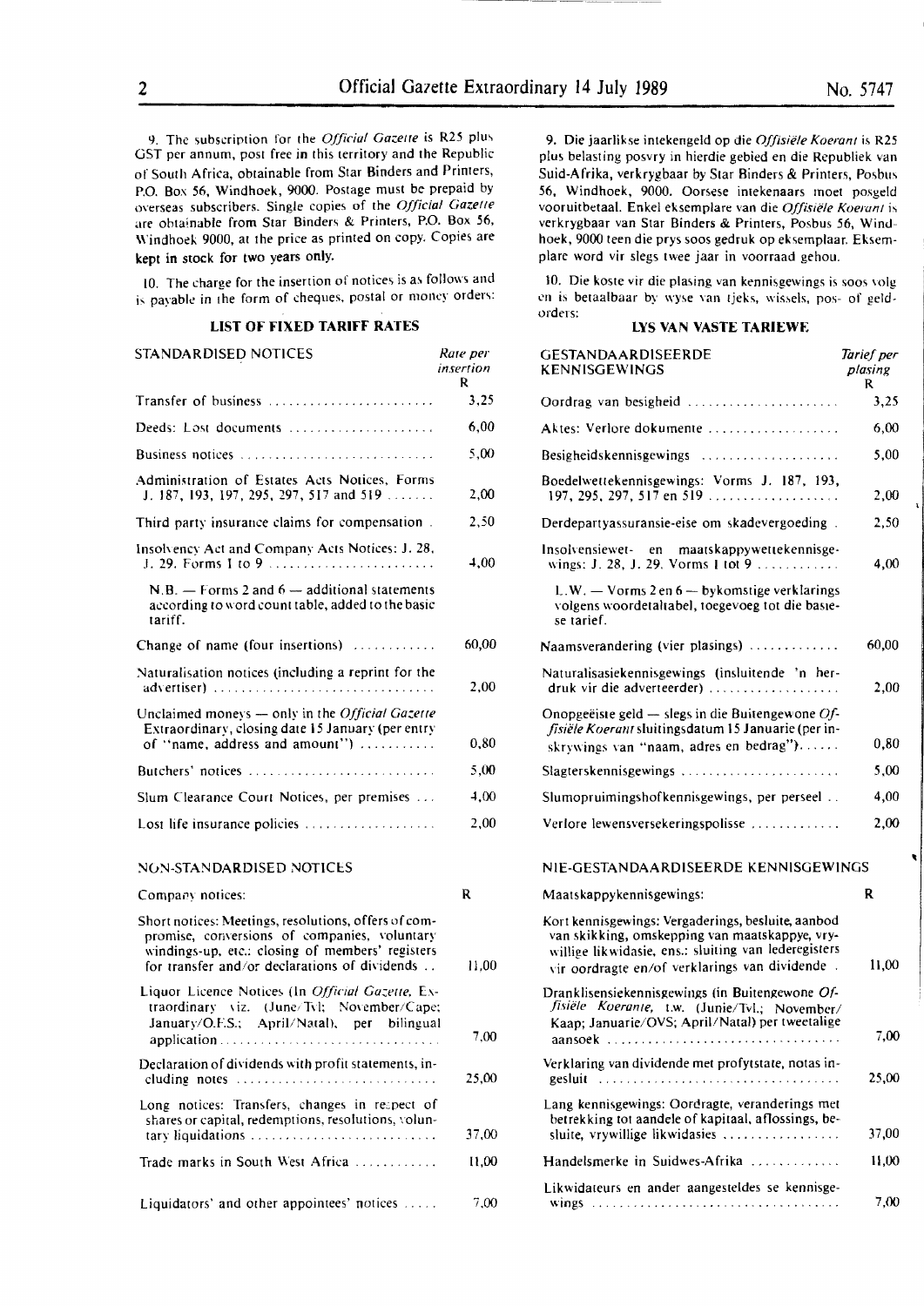9. The subscription for the *Official Gazette* is R25 plus GST per annum, post free in this territory and the Republic of South Africa, obtainable from Star Binders and Printers, P.O. Box 56, Windhoek, 9000. Postage must be prepaid by overseas subscribers. Single copies of the *Official Gazette* are obtainable from Star Binders & Printers, P.O. Box 56, Windhoek 9000, at the price as printed on copy. Copies are kept in stock for two years only.

10. The charge for the insertion of notices is as follows and is payable in the form of cheques, postal or money orders:

### LIST OF FIXED TARIFF RATES

| STANDARDISED NOTICES | Rate per insertion R |
|---|---|
| Transfer of business | 3,25 |
| Deeds: Lost documents | 6,00 |
| Business notices | 5,00 |
| Administration of Estates Acts Notices, Forms J. 187, 193, 197, 295, 297, 517 and 519 | 2,00 |
| Third party insurance claims for compensation | 2,50 |
| Insolvency Act and Company Acts Notices: J. 28, J. 29. Forms 1 to 9 | 4,00 |
| N.B. — Forms 2 and 6 — additional statements according to word count table, added to the basic tariff. | |
| Change of name (four insertions) | 60,00 |
| Naturalisation notices (including a reprint for the advertiser) | 2,00 |
| Unclaimed moneys — only in the *Official Gazette* Extraordinary, closing date 15 January (per entry of "name, address and amount") | 0,80 |
| Butchers' notices | 5,00 |
| Slum Clearance Court Notices, per premises | 4,00 |
| Lost life insurance policies | 2,00 |

| NON-STANDARDISED NOTICES | |
|---|---|
| Company notices: | R |
| Short notices: Meetings, resolutions, offers of compromise, conversions of companies, voluntary windings-up, etc.: closing of members' registers for transfer and/or declarations of dividends | 11,00 |
| Liquor Licence Notices (In *Official Gazette*, Extraordinary viz. (June/Tvl; November/Cape; January/O.F.S.; April/Natal), per bilingual application | 7,00 |
| Declaration of dividends with profit statements, including notes | 25,00 |
| Long notices: Transfers, changes in respect of shares or capital, redemptions, resolutions, voluntary liquidations | 37,00 |
| Trade marks in South West Africa | 11,00 |
| Liquidators' and other appointees' notices | 7,00 |

9. Die jaarlikse intekengeld op die *Offisiële Koerant* is R25 plus belasting posvry in hierdie gebied en die Republiek van Suid-Afrika, verkrygbaar by Star Binders & Printers, Posbus 56, Windhoek, 9000. Oorsese intekenaars moet posgeld vooruitbetaal. Enkel eksemplare van die *Offisiële Koerant* is verkrygbaar van Star Binders & Printers, Posbus 56, Windhoek, 9000 teen die prys soos gedruk op eksemplaar. Eksemplare word vir slegs twee jaar in voorraad gehou.

10. Die koste vir die plasing van kennisgewings is soos volg en is betaalbaar by wyse van tjeks, wissels, pos- of geldorders:

### LYS VAN VASTE TARIEWE

| GESTANDAARDISEERDE KENNISGEWINGS | Tarief per plasing R |
|---|---|
| Oordrag van besigheid | 3,25 |
| Aktes: Verlore dokumente | 6,00 |
| Besigheidskennisgewings | 5,00 |
| Boedelwettekennisgewings: Vorms J. 187, 193, 197, 295, 297, 517 en 519 | 2,00 |
| Derdepartyassuransie-eise om skadevergoeding | 2,50 |
| Insolvensiewet- en maatskappywettekennisgewings: J. 28, J. 29. Vorms 1 tot 9 | 4,00 |
| L.W. — Vorms 2 en 6 — bykomstige verklarings volgens woordetaltabel, toegevoeg tot die basiese tarief. | |
| Naamsverandering (vier plasings) | 60,00 |
| Naturalisasiekennisgewings (insluitende 'n herdruk vir die adverteerder) | 2,00 |
| Onopgeëiste geld — slegs in die Buitengewone *Offisiële Koerant* sluitingsdatum 15 Januarie (per inskrywings van "naam, adres en bedrag") | 0,80 |
| Slagterskennisgewings | 5,00 |
| Slumopruimingshofkennisgewings, per perseel | 4,00 |
| Verlore lewensversekeringspolisse | 2,00 |

| NIE-GESTANDAARDISEERDE KENNISGEWINGS | |
|---|---|
| Maatskappykennisgewings: | R |
| Kort kennisgewings: Vergaderings, besluite, aanbod van skikking, omskepping van maatskappye, vrywillige likwidasie, ens.: sluiting van lederegisters vir oordragte en/of verklarings van dividende | 11,00 |
| Dranklisensiekennisgewings (in Buitengewone *Offisiële Koerante*, t.w. (Junie/Tvl.; November/Kaap; Januarie/OVS; April/Natal) per tweetalige aansoek | 7,00 |
| Verklaring van dividende met profytstate, notas ingesluit | 25,00 |
| Lang kennisgewings: Oordragte, veranderings met betrekking tot aandele of kapitaal, aflossings, besluite, vrywillige likwidasies | 37,00 |
| Handelsmerke in Suidwes-Afrika | 11,00 |
| Likwidateurs en ander aangesteldes se kennisgewings | 7,00 |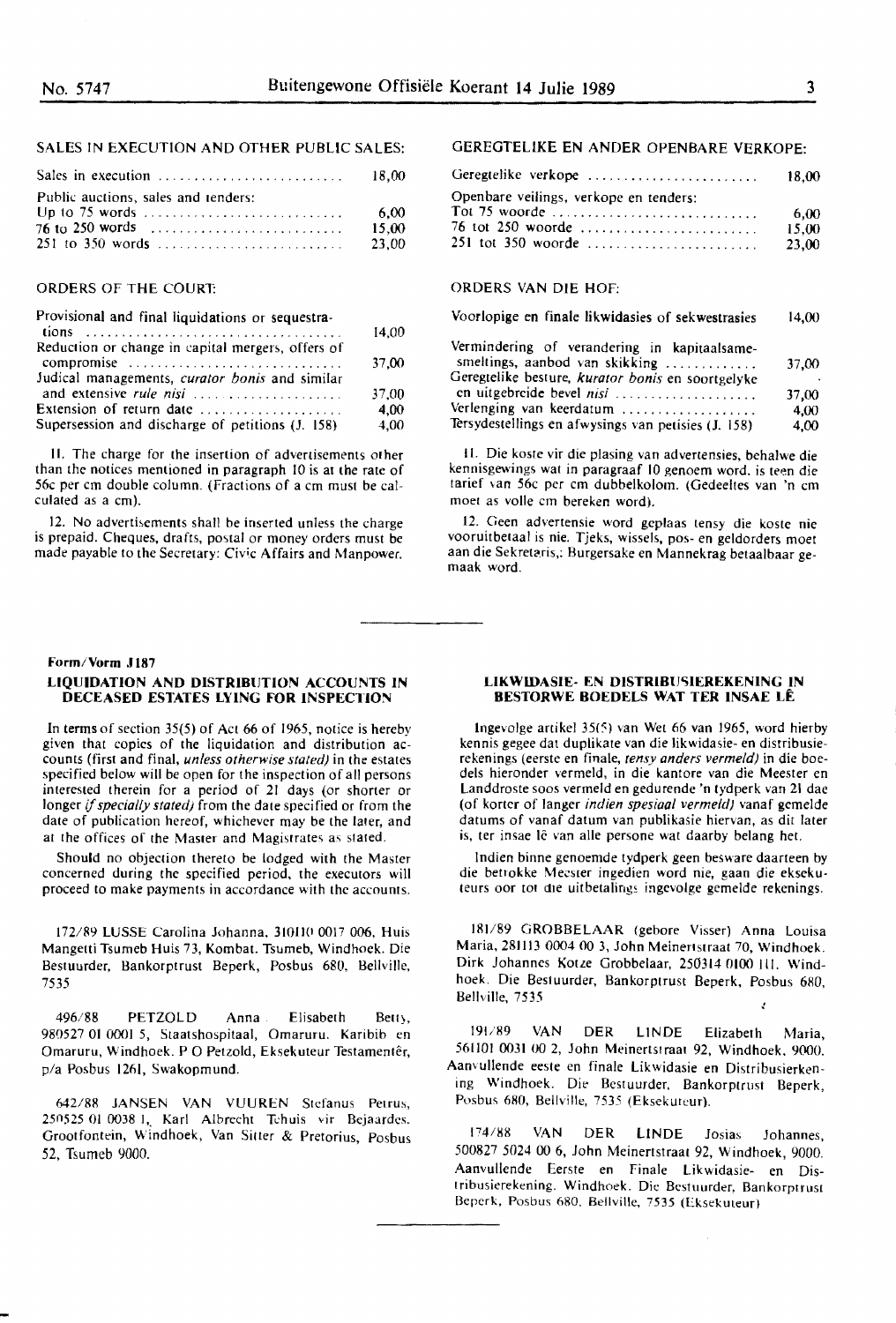SALES IN EXECUTION AND OTHER PUBLIC SALES:

| | |
|---|---|
| Sales in execution | 18,00 |
| Public auctions, sales and tenders: | |
| Up to 75 words | 6,00 |
| 76 to 250 words | 15,00 |
| 251 to 350 words | 23,00 |

ORDERS OF THE COURT:

| | |
|---|---|
| Provisional and final liquidations or sequestrations | 14,00 |
| Reduction or change in capital mergers, offers of compromise | 37,00 |
| Judical managements, *curator bonis* and similar and extensive *rule nisi* | 37,00 |
| Extension of return date | 4,00 |
| Supersession and discharge of petitions (J. 158) | 4,00 |

11. The charge for the insertion of advertisements other than the notices mentioned in paragraph 10 is at the rate of 56c per cm double column. (Fractions of a cm must be calculated as a cm).

12. No advertisements shall be inserted unless the charge is prepaid. Cheques, drafts, postal or money orders must be made payable to the Secretary: Civic Affairs and Manpower.

GEREGTELIKE EN ANDER OPENBARE VERKOPE:

| | |
|---|---|
| Geregtelike verkope | 18,00 |
| Openbare veilings, verkope en tenders: | |
| Tot 75 woorde | 6,00 |
| 76 tot 250 woorde | 15,00 |
| 251 tot 350 woorde | 23,00 |

ORDERS VAN DIE HOF:

| | |
|---|---|
| Voorlopige en finale likwidasies of sekwestrasies | 14,00 |
| Vermindering of verandering in kapitaalsamesmeltings, aanbod van skikking | 37,00 |
| Geregtelike besture, *kurator bonis* en soortgelyke en uitgebreide bevel *nisi* | 37,00 |
| Verlenging van keerdatum | 4,00 |
| Tersydestellings en afwysings van petisies (J. 158) | 4,00 |

11. Die koste vir die plasing van advertensies, behalwe die kennisgewings wat in paragraaf 10 genoem word, is teen die tarief van 56c per cm dubbelkolom. (Gedeeltes van 'n cm moet as volle cm bereken word).

12. Geen advertensie word geplaas tensy die koste nie vooruitbetaal is nie. Tjeks, wissels, pos- en geldorders moet aan die Sekretaris,: Burgersake en Mannekrag betaalbaar gemaak word.

**Form/Vorm J187**

## LIQUIDATION AND DISTRIBUTION ACCOUNTS IN DECEASED ESTATES LYING FOR INSPECTION

In terms of section 35(5) of Act 66 of 1965, notice is hereby given that copies of the liquidation and distribution accounts (first and final, *unless otherwise stated*) in the estates specified below will be open for the inspection of all persons interested therein for a period of 21 days (or shorter or longer *if specially stated*) from the date specified or from the date of publication hereof, whichever may be the later, and at the offices of the Master and Magistrates as stated.

Should no objection thereto be lodged with the Master concerned during the specified period, the executors will proceed to make payments in accordance with the accounts.

172/89 LUSSE Carolina Johanna, 310110 0017 006, Huis Mangetti Tsumeb Huis 73, Kombat. Tsumeb, Windhoek. Die Bestuurder, Bankorptrust Beperk, Posbus 680, Bellville, 7535

496/88 PETZOLD Anna Elisabeth Betty, 980527 01 0001 5, Staatshospitaal, Omaruru. Karibib en Omaruru, Windhoek. P O Petzold, Eksekuteur Testamentêr, p/a Posbus 1261, Swakopmund.

642/88 JANSEN VAN VUUREN Stefanus Petrus, 250525 01 0038 1, Karl Albrecht Tehuis vir Bejaardes. Grootfontein, Windhoek, Van Sitter & Pretorius, Posbus 52, Tsumeb 9000.

## LIKWIDASIE- EN DISTRIBUSIEREKENING IN BESTORWE BOEDELS WAT TER INSAE LÊ

Ingevolge artikel 35(5) van Wet 66 van 1965, word hierby kennis gegee dat duplikate van die likwidasie- en distribusierekenings (eerste en finale, *tensy anders vermeld*) in die boedels hieronder vermeld, in die kantore van die Meester en Landdroste soos vermeld en gedurende 'n tydperk van 21 dae (of korter of langer *indien spesiaal vermeld*) vanaf gemelde datums of vanaf datum van publikasie hiervan, as dit later is, ter insae lê van alle persone wat daarby belang het.

Indien binne genoemde tydperk geen besware daarteen by die betrokke Meester ingedien word nie, gaan die eksekuteurs oor tot die uitbetalings ingevolge gemelde rekenings.

181/89 GROBBELAAR (gebore Visser) Anna Louisa Maria, 281113 0004 00 3, John Meinertstraat 70, Windhoek. Dirk Johannes Kotze Grobbelaar, 250314 0100 111. Windhoek. Die Bestuurder, Bankorptrust Beperk, Posbus 680, Bellville, 7535

191/89 VAN DER LINDE Elizabeth Maria, 561101 0031 00 2, John Meinertstraat 92, Windhoek, 9000. Aanvullende eeste en finale Likwidasie en Distribusierkening Windhoek. Die Bestuurder, Bankorptrust Beperk, Posbus 680, Bellville, 7535 (Eksekuteur).

174/88 VAN DER LINDE Josias Johannes, 500827 5024 00 6, John Meinertstraat 92, Windhoek, 9000. Aanvullende Eerste en Finale Likwidasie- en Distribusierekening. Windhoek. Die Bestuurder, Bankorptrust Beperk, Posbus 680, Bellville, 7535 (Eksekuteur)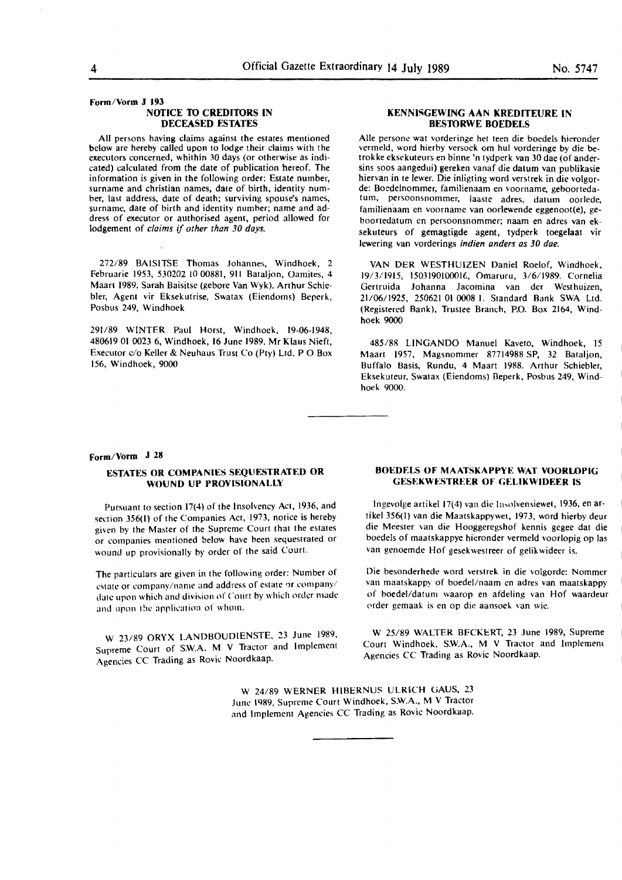Form/Vorm J 193

## NOTICE TO CREDITORS IN DECEASED ESTATES

All persons having claims against the estates mentioned below are hereby called upon to lodge their claims with the executors concerned, whithin 30 days (or otherwise as indicated) calculated from the date of publication hereof. The information is given in the following order: Estate number, surname and christian names, date of birth, identity number, last address, date of death; surviving spouse's names, surname, date of birth and identity number; name and address of executor or authorised agent, period allowed for lodgement of *claims if other than 30 days.*

272/89 BAISITSE Thomas Johannes, Windhoek, 2 Februarie 1953, 530202 10 00881, 911 Bataljon, Oamites, 4 Maart 1989. Sarah Baisitse (gebore Van Wyk). Arthur Schiebler, Agent vir Eksekutrise, Swatax (Eiendoms) Beperk, Posbus 249, Windhoek

291/89 WINTER Paul Horst, Windhoek, 19-06-1948, 480619 01 0023 6, Windhoek, 16 June 1989. Mr Klaus Nieft, Executor c/o Keller & Neuhaus Trust Co (Pty) Ltd. P O Box 156, Windhoek, 9000

## KENNISGEWING AAN KREDITEURE IN BESTORWE BOEDELS

Alle persone wat vorderinge het teen die boedels hieronder vermeld, word hierby versoek om hul vorderinge by die betrokke eksekuteurs en binne 'n tydperk van 30 dae (of andersins soos aangedui) gereken vanaf die datum van publikasie hiervan in te lewer. Die inligting word verstrek in die volgorde: Boedelnommer, familienaam en voorname, geboortedatum, persoonsnommer, laaste adres, datum oorlede, familienaam en voorname van oorlewende eggenoot(e), geboortedatum en persoonsnommer; naam en adres van eksekuteurs of gemagtigde agent, tydperk toegelaat vir lewering van vorderings *indien anders as 30 dae.*

VAN DER WESTHUIZEN Daniel Roelof, Windhoek, 19/3/1915, 1503190100016, Omaruru, 3/6/1989. Cornelia Gertruida Johanna Jacomina van der Westhuizen, 21/06/1925, 250621 01 0008 1. Standard Bank SWA Ltd. (Registered Bank), Trustee Branch, P.O. Box 2164, Windhoek 9000

485/88 LINGANDO Manuel Kaveto, Windhoek, 15 Maart 1957, Magsnommer 87714988 SP, 32 Bataljon, Buffalo Basis, Rundu, 4 Maart 1988. Arthur Schiebler, Eksekuteur, Swatax (Eiendoms) Beperk, Posbus 249, Windhoek 9000.

---

Form/Vorm J 28

## ESTATES OR COMPANIES SEQUESTRATED OR WOUND UP PROVISIONALLY

Pursuant to section 17(4) of the Insolvency Act, 1936, and section 356(1) of the Companies Act, 1973, notice is hereby given by the Master of the Supreme Court that the estates or companies mentioned below have been sequestrated or wound up provisionally by order of the said Court.

The particulars are given in the following order: Number of estate or company/name and address of estate or company/date upon which and division of Court by which order made and upon the application of whom.

W 23/89 ORYX LANDBOUDIENSTE, 23 June 1989, Supreme Court of S.W.A. M V Tractor and Implement Agencies CC Trading as Rovic Noordkaap.

## BOEDELS OF MAATSKAPPYE WAT VOORLOPIG GESEKWESTREER OF GELIKWIDEER IS

Ingevolge artikel 17(4) van die Insolvensiewet, 1936, en artikel 356(1) van die Maatskappywet, 1973, word hierby deur die Meester van die Hooggeregshof kennis gegee dat die boedels of maatskappye hieronder vermeld voorlopig op las van genoemde Hof gesekwestreer of gelikwideer is.

Die besonderhede word verstrek in die volgorde: Nommer van maatskappy of boedel/naam en adres van maatskappy of boedel/datum waarop en afdeling van Hof waardeur order gemaak is en op die aansoek van wie.

W 25/89 WALTER BECKERT, 23 June 1989, Supreme Court Windhoek, S.W.A., M V Tractor and Implement Agencies CC Trading as Rovic Noordkaap.

W 24/89 WERNER HIBERNUS ULRICH GAUS, 23 June 1989, Supreme Court Windhoek, S.W.A., M V Tractor and Implement Agencies CC Trading as Rovic Noordkaap.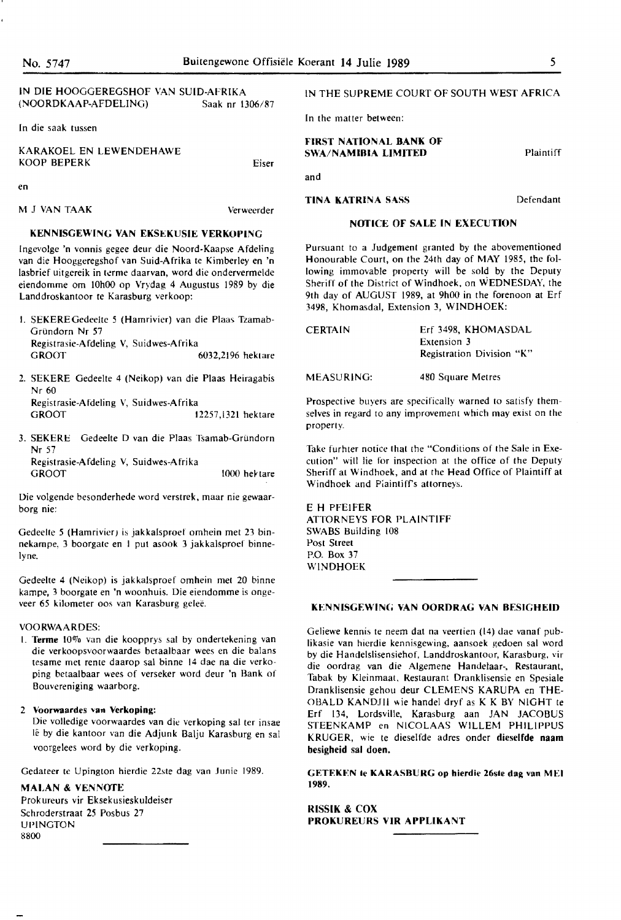IN DIE HOOGGEREGSHOF VAN SUID-AFRIKA (NOORDKAAP-AFDELING) Saak nr 1306/87

In die saak tussen

KARAKOEL EN LEWENDEHAWE KOOP BEPERK — Eiser

en

M J VAN TAAK — Verweerder

### KENNISGEWING VAN EKSEKUSIE VERKOPING

Ingevolge 'n vonnis gegee deur die Noord-Kaapse Afdeling van die Hooggeregshof van Suid-Afrika te Kimberley en 'n lasbrief uitgereik in terme daarvan, word die ondervermelde eiendomme om 10h00 op Vrydag 4 Augustus 1989 by die Landdroskantoor te Karasburg verkoop:

1. SEKERE Gedeelte 5 (Hamrivier) van die Plaas Tzamab-Gründorn Nr 57
   Registrasie-Afdeling V, Suidwes-Afrika
   GROOT 6032,2196 hektare
2. SEKERE Gedeelte 4 (Neikop) van die Plaas Heiragabis Nr 60
   Registrasie-Afdeling V, Suidwes-Afrika
   GROOT 12257,1321 hektare
3. SEKERE Gedeelte D van die Plaas Tsamab-Gründorn Nr 57
   Registrasie-Afdeling V, Suidwes-Afrika
   GROOT 1000 hektare

Die volgende besonderhede word verstrek, maar nie gewaarborg nie:

Gedeelte 5 (Hamrivier) is jakkalsproef omhein met 23 binnekampe, 3 boorgate en 1 put asook 3 jakkalsproef binnelyne.

Gedeelte 4 (Neikop) is jakkalsproef omhein met 20 binne kampe, 3 boorgate en 'n woonhuis. Die eiendomme is ongeveer 65 kilometer oos van Karasburg geleë.

VOORWAARDES:

1. **Terme** 10% van die koopprys sal by ondertekening van die verkoopsvoorwaardes betaalbaar wees en die balans tesame met rente daarop sal binne 14 dae na die verkoping betaalbaar wees of verseker word deur 'n Bank of Bouvereniging waarborg.

2. **Voorwaardes van Verkoping:**
   Die volledige voorwaardes van die verkoping sal ter insae lê by die kantoor van die Adjunk Balju Karasburg en sal voorgelees word by die verkoping.

Gedateer te Upington hierdie 22ste dag van Junie 1989.

**MALAN & VENNOTE**
Prokureurs vir Eksekusieskuldeiser
Schroderstraat 25 Posbus 27
UPINGTON
8800

---

IN THE SUPREME COURT OF SOUTH WEST AFRICA

In the matter between:

**FIRST NATIONAL BANK OF SWA/NAMIBIA LIMITED** — Plaintiff

and

**TINA KATRINA SASS** — Defendant

### NOTICE OF SALE IN EXECUTION

Pursuant to a Judgement granted by the abovementioned Honourable Court, on the 24th day of MAY 1985, the following immovable property will be sold by the Deputy Sheriff of the District of Windhoek, on WEDNESDAY, the 9th day of AUGUST 1989, at 9h00 in the forenoon at Erf 3498, Khomasdal, Extension 3, WINDHOEK:

CERTAIN: Erf 3498, KHOMASDAL Extension 3 Registration Division "K"

MEASURING: 480 Square Metres

Prospective buyers are specifically warned to satisfy themselves in regard to any improvement which may exist on the property.

Take furhter notice that the "Conditions of the Sale in Execution" will lie for inspection at the office of the Deputy Sheriff at Windhoek, and at the Head Office of Plaintiff at Windhoek and Plaintiff's attorneys.

E H PFEIFER
ATTORNEYS FOR PLAINTIFF
SWABS Building 108
Post Street
P.O. Box 37
WINDHOEK

---

### KENNISGEWING VAN OORDRAG VAN BESIGHEID

Geliewe kennis te neem dat na veertien (14) dae vanaf publikasie van hierdie kennisgewing, aansoek gedoen sal word by die Handelslisensiehof, Landdroskantoor, Karasburg, vir die oordrag van die Algemene Handelaar-, Restaurant, Tabak by Kleinmaat, Restaurant Dranklisensie en Spesiale Dranklisensie gehou deur CLEMENS KARUPA en THEOBALD KANDJII wie handel dryf as K K BY NIGHT te Erf 134, Lordsville, Karasburg aan JAN JACOBUS STEENKAMP en NICOLAAS WILLEM PHILIPPUS KRUGER, wie te dieselfde adres onder **dieselfde naam besigheid sal doen.**

**GETEKEN te KARASBURG op hierdie 26ste dag van MEI 1989.**

**RISSIK & COX**
**PROKUREURS VIR APPLIKANT**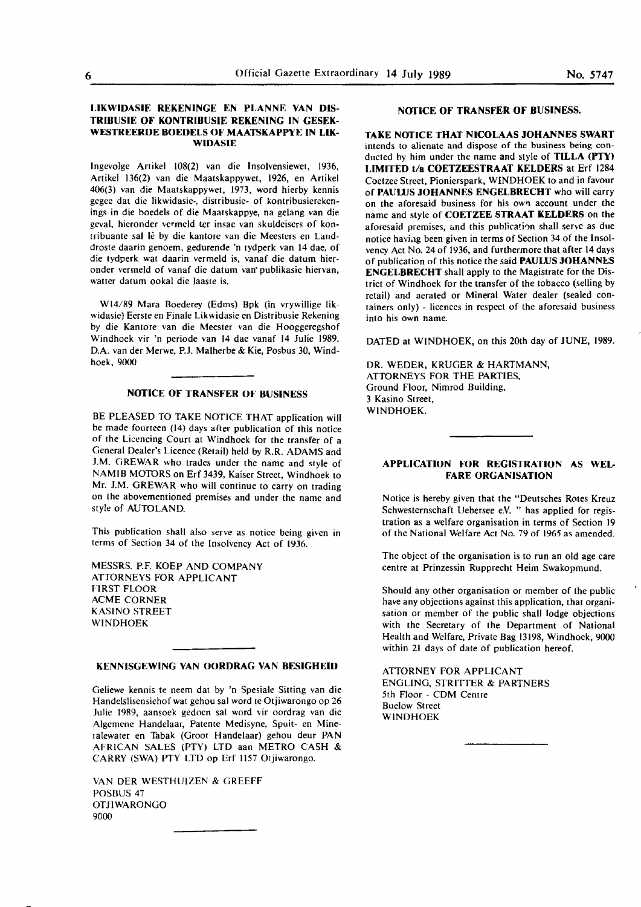## LIKWIDASIE REKENINGE EN PLANNE VAN DISTRIBUSIE OF KONTRIBUSIE REKENING IN GESEKWESTREERDE BOEDELS OF MAATSKAPPYE IN LIKWIDASIE

Ingevolge Artikel 108(2) van die Insolvensiewet, 1936, Artikel 136(2) van die Maatskappywet, 1926, en Artikel 406(3) van die Maatskappywet, 1973, word hierby kennis gegee dat die likwidasie-, distribusie- of kontribusierekenings in die boedels of die Maatskappye, na gelang van die geval, hieronder vermeld ter insae van skuldeisers of kontribuante sal lê by die kantore van die Meesters en Landdroste daarin genoem, gedurende 'n tydperk van 14 dae, of die tydperk wat daarin vermeld is, vanaf die datum hieronder vermeld of vanaf die datum van publikasie hiervan, watter datum ookal die laaste is.

W14/89 Mara Boederey (Edms) Bpk (in vrywillige likwidasie) Eerste en Finale Likwidasie en Distribusie Rekening by die Kantore van die Meester van die Hooggeregshof Windhoek vir 'n periode van 14 dae vanaf 14 Julie 1989. D.A. van der Merwe, P.J. Malherbe & Kie, Posbus 30, Windhoek, 9000

---

## NOTICE OF TRANSFER OF BUSINESS

BE PLEASED TO TAKE NOTICE THAT application will be made fourteen (14) days after publication of this notice of the Licencing Court at Windhoek for the transfer of a General Dealer's Licence (Retail) held by R.R. ADAMS and J.M. GREWAR who trades under the name and style of NAMIB MOTORS on Erf 3439, Kaiser Street, Windhoek to Mr. J.M. GREWAR who will continue to carry on trading on the abovementioned premises and under the name and style of AUTOLAND.

This publication shall also serve as notice being given in terms of Section 34 of the Insolvency Act of 1936.

MESSRS. P.F. KOEP AND COMPANY
ATTORNEYS FOR APPLICANT
FIRST FLOOR
ACME CORNER
KASINO STREET
WINDHOEK

---

## KENNISGEWING VAN OORDRAG VAN BESIGHEID

Geliewe kennis te neem dat by 'n Spesiale Sitting van die Handelslisensiehof wat gehou sal word te Otjiwarongo op 26 Julie 1989, aansoek gedoen sal word vir oordrag van die Algemene Handelaar, Patente Medisyne, Spuit- en Minetalewater en Tabak (Groot Handelaar) gehou deur PAN AFRICAN SALES (PTY) LTD aan METRO CASH & CARRY (SWA) PTY LTD op Erf 1157 Otjiwarongo.

VAN DER WESTHUIZEN & GREEFF
POSBUS 47
OTJIWARONGO
9000

---

## NOTICE OF TRANSFER OF BUSINESS.

**TAKE NOTICE THAT NICOLAAS JOHANNES SWART** intends to alienate and dispose of the business being conducted by him under the name and style of **TILLA (PTY) LIMITED t/a COETZEESTRAAT KELDERS** at Erf 1284 Coetzee Street, Pionierspark, WINDHOEK to and in favour of **PAULUS JOHANNES ENGELBRECHT** who will carry on the aforesaid business for his own account under the name and style of **COETZEE STRAAT KELDERS** on the aforesaid premises, and this publication shall serve as due notice having been given in terms of Section 34 of the Insolvency Act No. 24 of 1936, and furthermore that after 14 days of publication of this notice the said **PAULUS JOHANNES ENGELBRECHT** shall apply to the Magistrate for the District of Windhoek for the transfer of the tobacco (selling by retail) and aerated or Mineral Water dealer (sealed containers only) - licences in respect of the aforesaid business into his own name.

DATED at WINDHOEK, on this 20th day of JUNE, 1989.

DR. WEDER, KRUGER & HARTMANN,
ATTORNEYS FOR THE PARTIES,
Ground Floor, Nimrod Building,
3 Kasino Street,
WINDHOEK.

---

## APPLICATION FOR REGISTRATION AS WELFARE ORGANISATION

Notice is hereby given that the "Deutsches Rotes Kreuz Schwesternschaft Uebersee e.V. " has applied for registration as a welfare organisation in terms of Section 19 of the National Welfare Act No. 79 of 1965 as amended.

The object of the organisation is to run an old age care centre at Prinzessin Rupprecht Heim Swakopmund.

Should any other organisation or member of the public have any objections against this application, that organisation or member of the public shall lodge objections with the Secretary of the Department of National Health and Welfare, Private Bag 13198, Windhoek, 9000 within 21 days of date of publication hereof.

ATTORNEY FOR APPLICANT
ENGLING, STRITTER & PARTNERS
5th Floor - CDM Centre
Buelow Street
WINDHOEK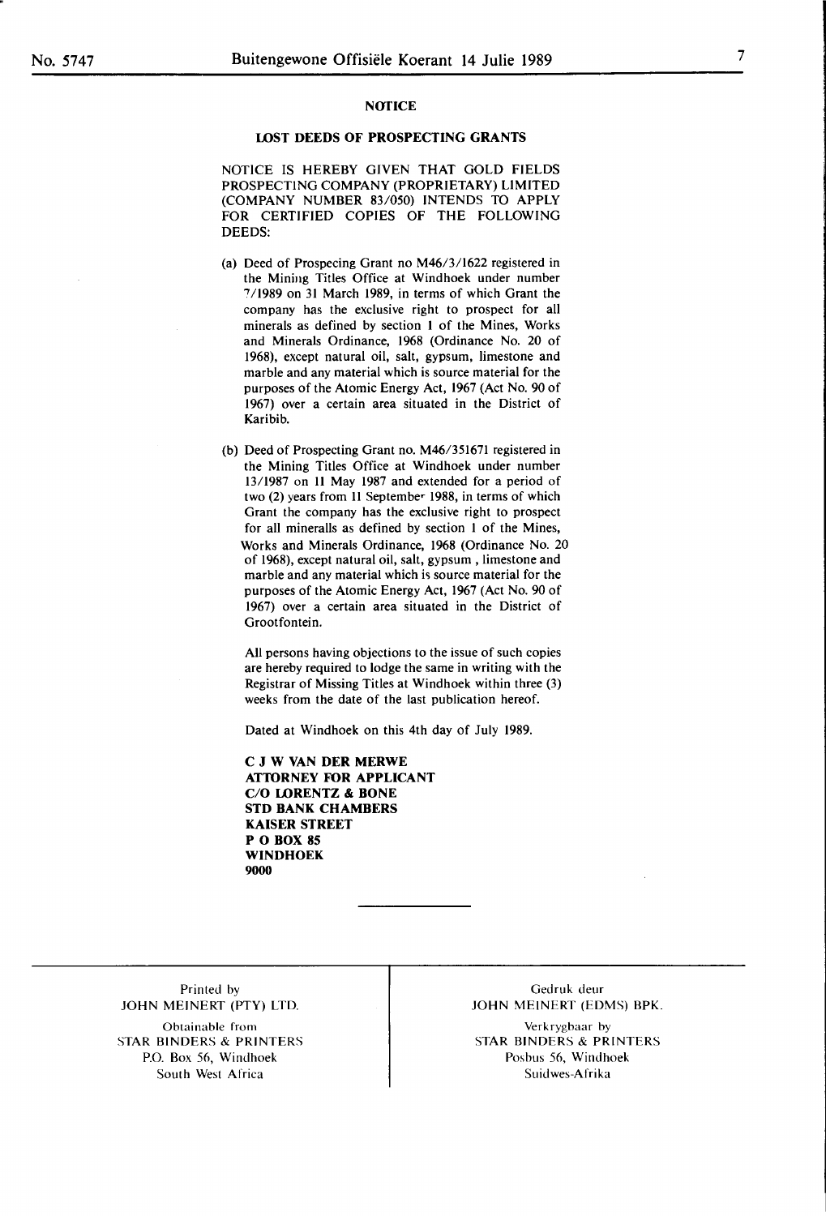## NOTICE

### LOST DEEDS OF PROSPECTING GRANTS

NOTICE IS HEREBY GIVEN THAT GOLD FIELDS PROSPECTING COMPANY (PROPRIETARY) LIMITED (COMPANY NUMBER 83/050) INTENDS TO APPLY FOR CERTIFIED COPIES OF THE FOLLOWING DEEDS:

(a) Deed of Prospecing Grant no M46/3/1622 registered in the Mining Titles Office at Windhoek under number 7/1989 on 31 March 1989, in terms of which Grant the company has the exclusive right to prospect for all minerals as defined by section 1 of the Mines, Works and Minerals Ordinance, 1968 (Ordinance No. 20 of 1968), except natural oil, salt, gypsum, limestone and marble and any material which is source material for the purposes of the Atomic Energy Act, 1967 (Act No. 90 of 1967) over a certain area situated in the District of Karibib.

(b) Deed of Prospecting Grant no. M46/351671 registered in the Mining Titles Office at Windhoek under number 13/1987 on 11 May 1987 and extended for a period of two (2) years from 11 September 1988, in terms of which Grant the company has the exclusive right to prospect for all mineralls as defined by section 1 of the Mines, Works and Minerals Ordinance, 1968 (Ordinance No. 20 of 1968), except natural oil, salt, gypsum , limestone and marble and any material which is source material for the purposes of the Atomic Energy Act, 1967 (Act No. 90 of 1967) over a certain area situated in the District of Grootfontein.

All persons having objections to the issue of such copies are hereby required to lodge the same in writing with the Registrar of Missing Titles at Windhoek within three (3) weeks from the date of the last publication hereof.

Dated at Windhoek on this 4th day of July 1989.

**C J W VAN DER MERWE**
**ATTORNEY FOR APPLICANT**
**C/O LORENTZ & BONE**
**STD BANK CHAMBERS**
**KAISER STREET**
**P O BOX 85**
**WINDHOEK**
**9000**

---

Printed by
JOHN MEINERT (PTY) LTD.
Obtainable from
STAR BINDERS & PRINTERS
P.O. Box 56, Windhoek
South West Africa

Gedruk deur
JOHN MEINERT (EDMS) BPK.
Verkrygbaar by
STAR BINDERS & PRINTERS
Posbus 56, Windhoek
Suidwes-Afrika